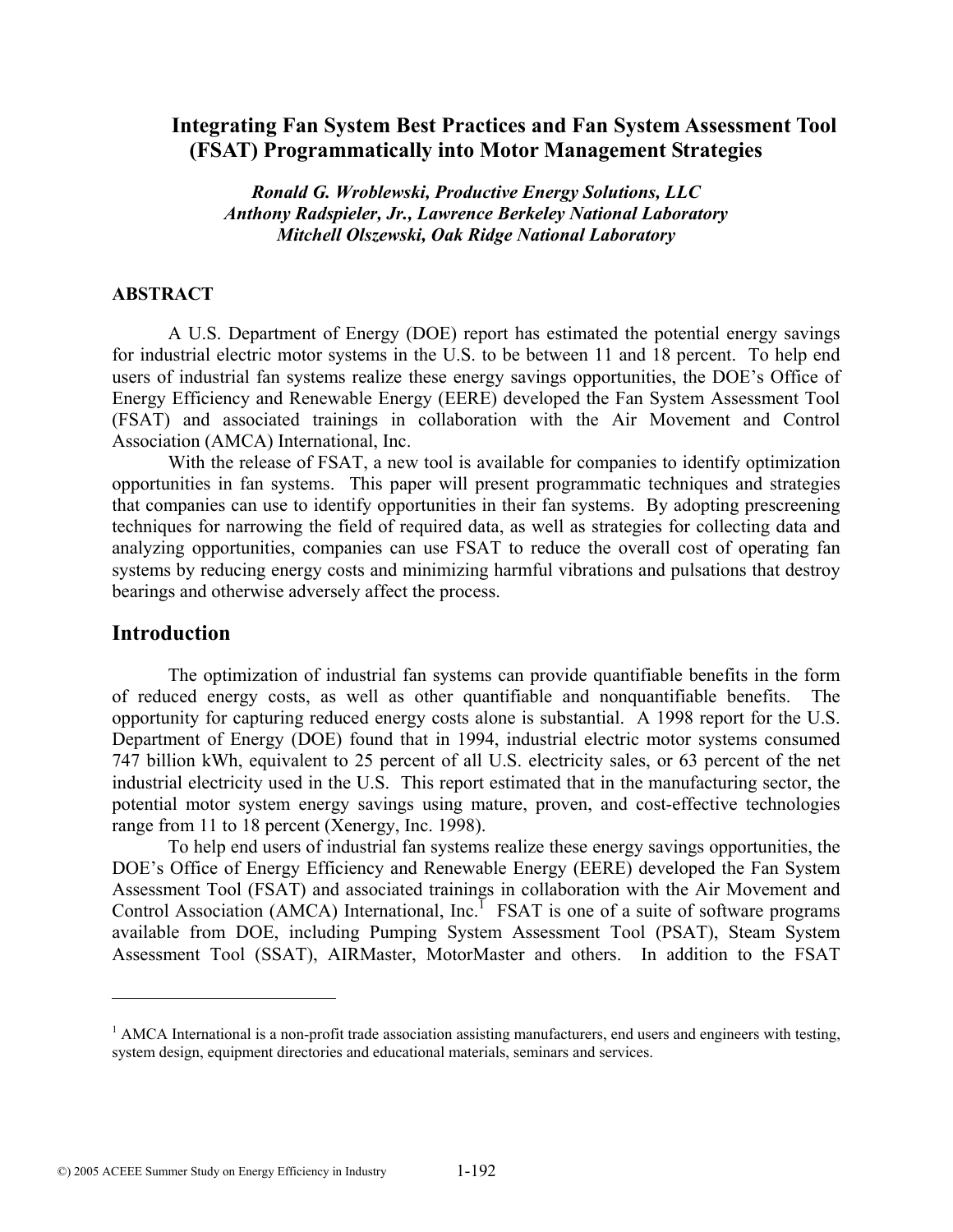# Integrating Fan System Best Practices and Fan System Assessment Tool (FSAT) Programmatically into Motor Management Strategies

*Ronald G. Wroblewski, Productive Energy Solutions, LLC*
*Anthony Radspieler, Jr., Lawrence Berkeley National Laboratory*
*Mitchell Olszewski, Oak Ridge National Laboratory*

## ABSTRACT

A U.S. Department of Energy (DOE) report has estimated the potential energy savings for industrial electric motor systems in the U.S. to be between 11 and 18 percent. To help end users of industrial fan systems realize these energy savings opportunities, the DOE's Office of Energy Efficiency and Renewable Energy (EERE) developed the Fan System Assessment Tool (FSAT) and associated trainings in collaboration with the Air Movement and Control Association (AMCA) International, Inc.

With the release of FSAT, a new tool is available for companies to identify optimization opportunities in fan systems. This paper will present programmatic techniques and strategies that companies can use to identify opportunities in their fan systems. By adopting prescreening techniques for narrowing the field of required data, as well as strategies for collecting data and analyzing opportunities, companies can use FSAT to reduce the overall cost of operating fan systems by reducing energy costs and minimizing harmful vibrations and pulsations that destroy bearings and otherwise adversely affect the process.

## Introduction

The optimization of industrial fan systems can provide quantifiable benefits in the form of reduced energy costs, as well as other quantifiable and nonquantifiable benefits. The opportunity for capturing reduced energy costs alone is substantial. A 1998 report for the U.S. Department of Energy (DOE) found that in 1994, industrial electric motor systems consumed 747 billion kWh, equivalent to 25 percent of all U.S. electricity sales, or 63 percent of the net industrial electricity used in the U.S. This report estimated that in the manufacturing sector, the potential motor system energy savings using mature, proven, and cost-effective technologies range from 11 to 18 percent (Xenergy, Inc. 1998).

To help end users of industrial fan systems realize these energy savings opportunities, the DOE's Office of Energy Efficiency and Renewable Energy (EERE) developed the Fan System Assessment Tool (FSAT) and associated trainings in collaboration with the Air Movement and Control Association (AMCA) International, Inc.[1] FSAT is one of a suite of software programs available from DOE, including Pumping System Assessment Tool (PSAT), Steam System Assessment Tool (SSAT), AIRMaster, MotorMaster and others. In addition to the FSAT

---

[1] AMCA International is a non-profit trade association assisting manufacturers, end users and engineers with testing, system design, equipment directories and educational materials, seminars and services.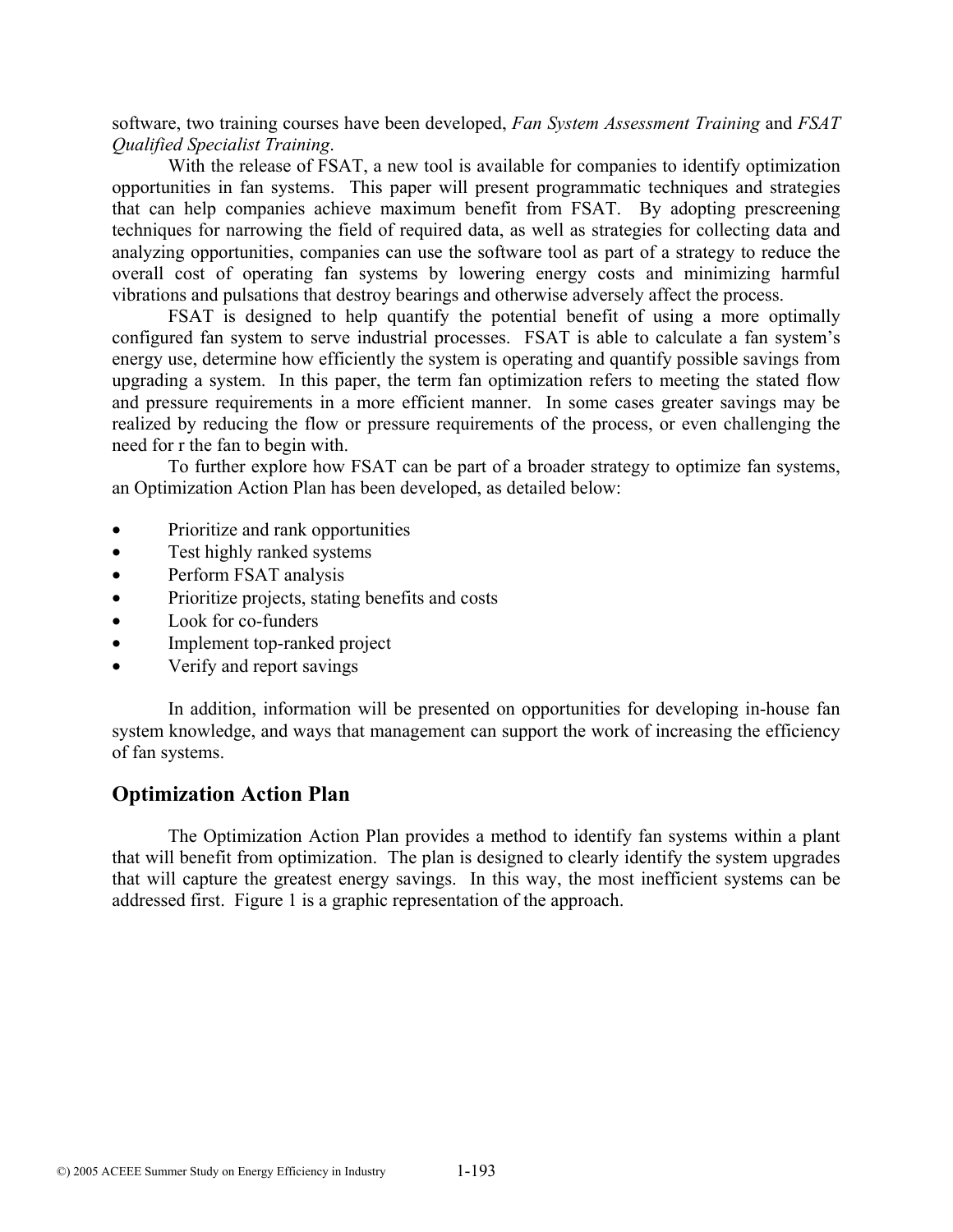software, two training courses have been developed, *Fan System Assessment Training* and *FSAT Qualified Specialist Training*.

With the release of FSAT, a new tool is available for companies to identify optimization opportunities in fan systems. This paper will present programmatic techniques and strategies that can help companies achieve maximum benefit from FSAT. By adopting prescreening techniques for narrowing the field of required data, as well as strategies for collecting data and analyzing opportunities, companies can use the software tool as part of a strategy to reduce the overall cost of operating fan systems by lowering energy costs and minimizing harmful vibrations and pulsations that destroy bearings and otherwise adversely affect the process.

FSAT is designed to help quantify the potential benefit of using a more optimally configured fan system to serve industrial processes. FSAT is able to calculate a fan system's energy use, determine how efficiently the system is operating and quantify possible savings from upgrading a system. In this paper, the term fan optimization refers to meeting the stated flow and pressure requirements in a more efficient manner. In some cases greater savings may be realized by reducing the flow or pressure requirements of the process, or even challenging the need for r the fan to begin with.

To further explore how FSAT can be part of a broader strategy to optimize fan systems, an Optimization Action Plan has been developed, as detailed below:

- Prioritize and rank opportunities
- Test highly ranked systems
- Perform FSAT analysis
- Prioritize projects, stating benefits and costs
- Look for co-funders
- Implement top-ranked project
- Verify and report savings

In addition, information will be presented on opportunities for developing in-house fan system knowledge, and ways that management can support the work of increasing the efficiency of fan systems.

## Optimization Action Plan

The Optimization Action Plan provides a method to identify fan systems within a plant that will benefit from optimization. The plan is designed to clearly identify the system upgrades that will capture the greatest energy savings. In this way, the most inefficient systems can be addressed first. Figure 1 is a graphic representation of the approach.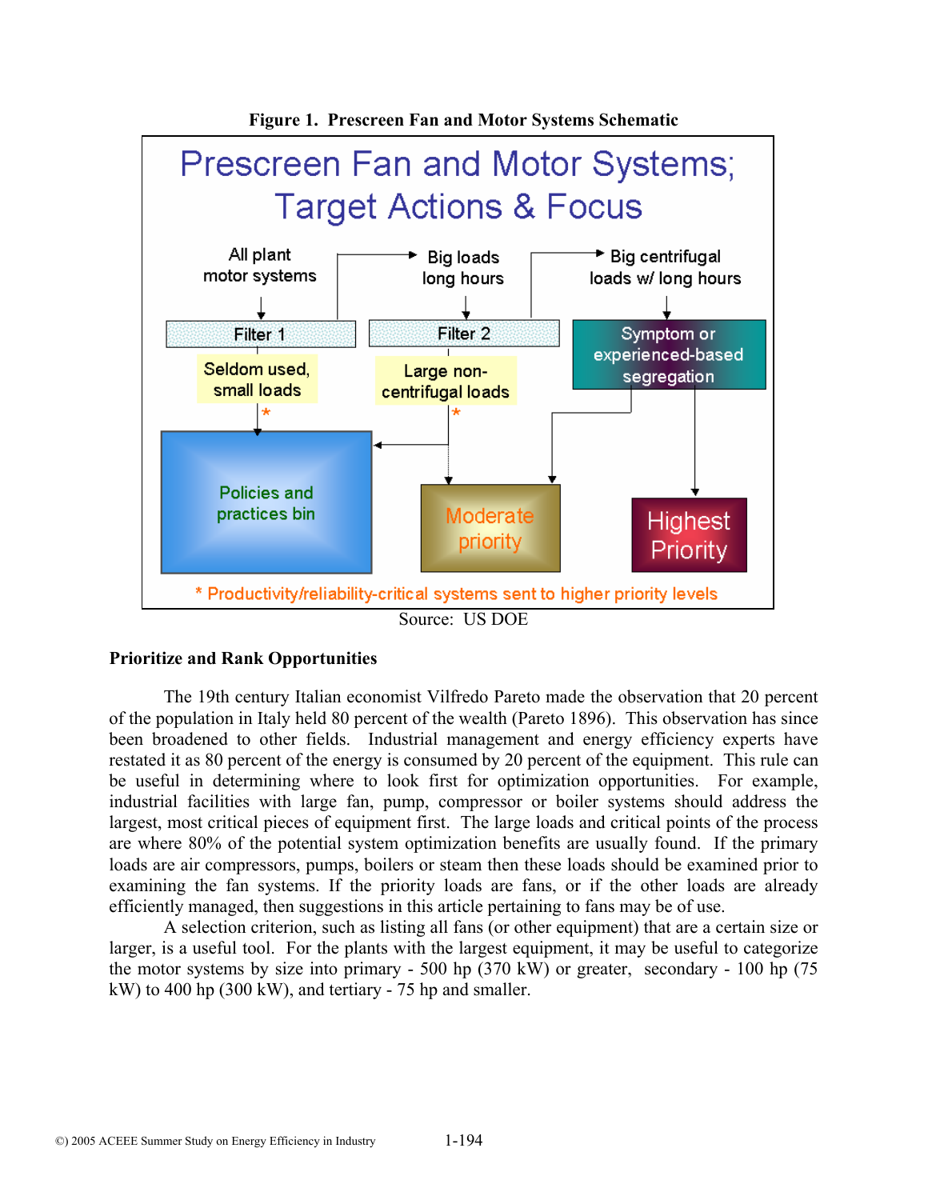**Figure 1. Prescreen Fan and Motor Systems Schematic**

Source: US DOE

**Prioritize and Rank Opportunities**

The 19th century Italian economist Vilfredo Pareto made the observation that 20 percent of the population in Italy held 80 percent of the wealth (Pareto 1896). This observation has since been broadened to other fields. Industrial management and energy efficiency experts have restated it as 80 percent of the energy is consumed by 20 percent of the equipment. This rule can be useful in determining where to look first for optimization opportunities. For example, industrial facilities with large fan, pump, compressor or boiler systems should address the largest, most critical pieces of equipment first. The large loads and critical points of the process are where 80% of the potential system optimization benefits are usually found. If the primary loads are air compressors, pumps, boilers or steam then these loads should be examined prior to examining the fan systems. If the priority loads are fans, or if the other loads are already efficiently managed, then suggestions in this article pertaining to fans may be of use.

A selection criterion, such as listing all fans (or other equipment) that are a certain size or larger, is a useful tool. For the plants with the largest equipment, it may be useful to categorize the motor systems by size into primary - 500 hp (370 kW) or greater, secondary - 100 hp (75 kW) to 400 hp (300 kW), and tertiary - 75 hp and smaller.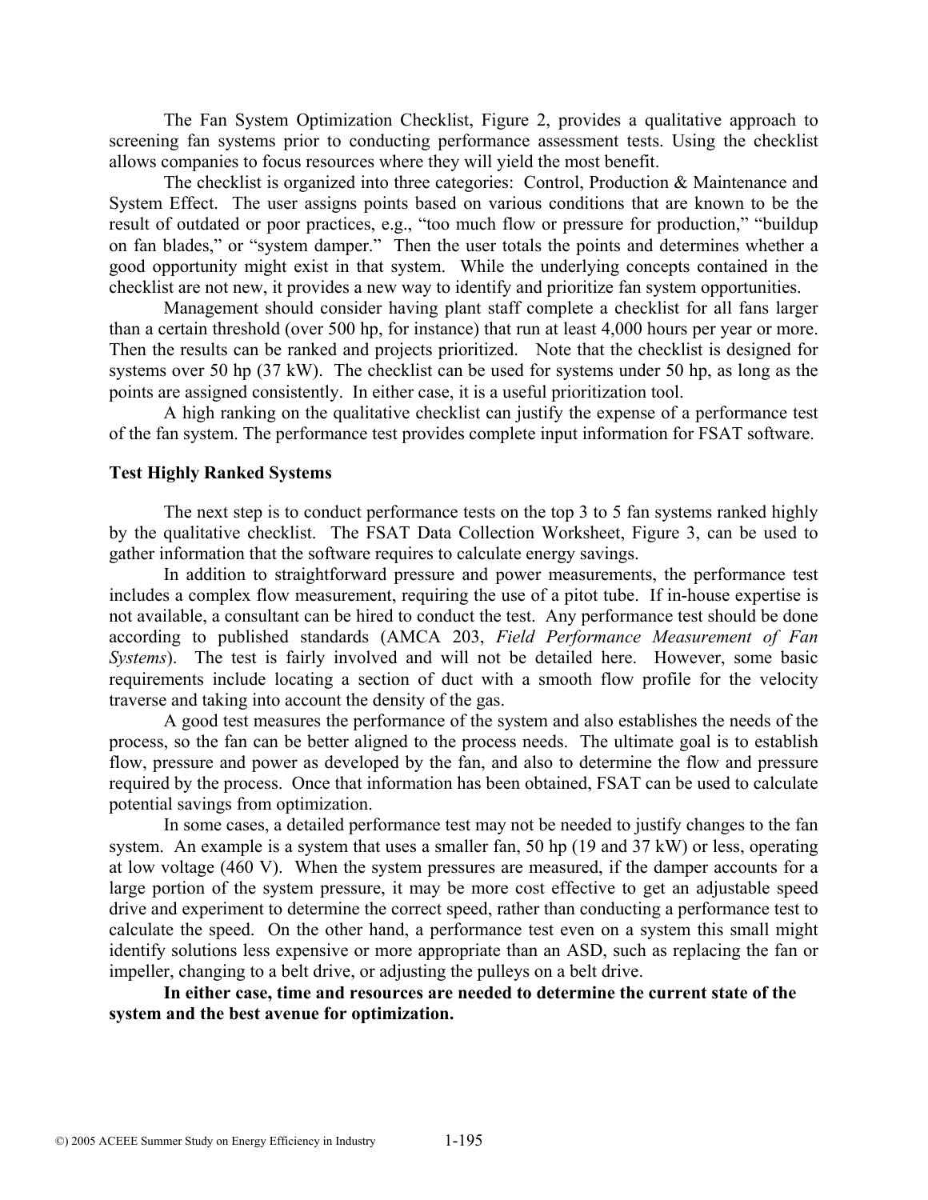The Fan System Optimization Checklist, Figure 2, provides a qualitative approach to screening fan systems prior to conducting performance assessment tests. Using the checklist allows companies to focus resources where they will yield the most benefit.

The checklist is organized into three categories: Control, Production & Maintenance and System Effect. The user assigns points based on various conditions that are known to be the result of outdated or poor practices, e.g., "too much flow or pressure for production," "buildup on fan blades," or "system damper." Then the user totals the points and determines whether a good opportunity might exist in that system. While the underlying concepts contained in the checklist are not new, it provides a new way to identify and prioritize fan system opportunities.

Management should consider having plant staff complete a checklist for all fans larger than a certain threshold (over 500 hp, for instance) that run at least 4,000 hours per year or more. Then the results can be ranked and projects prioritized. Note that the checklist is designed for systems over 50 hp (37 kW). The checklist can be used for systems under 50 hp, as long as the points are assigned consistently. In either case, it is a useful prioritization tool.

A high ranking on the qualitative checklist can justify the expense of a performance test of the fan system. The performance test provides complete input information for FSAT software.

### Test Highly Ranked Systems

The next step is to conduct performance tests on the top 3 to 5 fan systems ranked highly by the qualitative checklist. The FSAT Data Collection Worksheet, Figure 3, can be used to gather information that the software requires to calculate energy savings.

In addition to straightforward pressure and power measurements, the performance test includes a complex flow measurement, requiring the use of a pitot tube. If in-house expertise is not available, a consultant can be hired to conduct the test. Any performance test should be done according to published standards (AMCA 203, *Field Performance Measurement of Fan Systems*). The test is fairly involved and will not be detailed here. However, some basic requirements include locating a section of duct with a smooth flow profile for the velocity traverse and taking into account the density of the gas.

A good test measures the performance of the system and also establishes the needs of the process, so the fan can be better aligned to the process needs. The ultimate goal is to establish flow, pressure and power as developed by the fan, and also to determine the flow and pressure required by the process. Once that information has been obtained, FSAT can be used to calculate potential savings from optimization.

In some cases, a detailed performance test may not be needed to justify changes to the fan system. An example is a system that uses a smaller fan, 50 hp (19 and 37 kW) or less, operating at low voltage (460 V). When the system pressures are measured, if the damper accounts for a large portion of the system pressure, it may be more cost effective to get an adjustable speed drive and experiment to determine the correct speed, rather than conducting a performance test to calculate the speed. On the other hand, a performance test even on a system this small might identify solutions less expensive or more appropriate than an ASD, such as replacing the fan or impeller, changing to a belt drive, or adjusting the pulleys on a belt drive.

**In either case, time and resources are needed to determine the current state of the system and the best avenue for optimization.**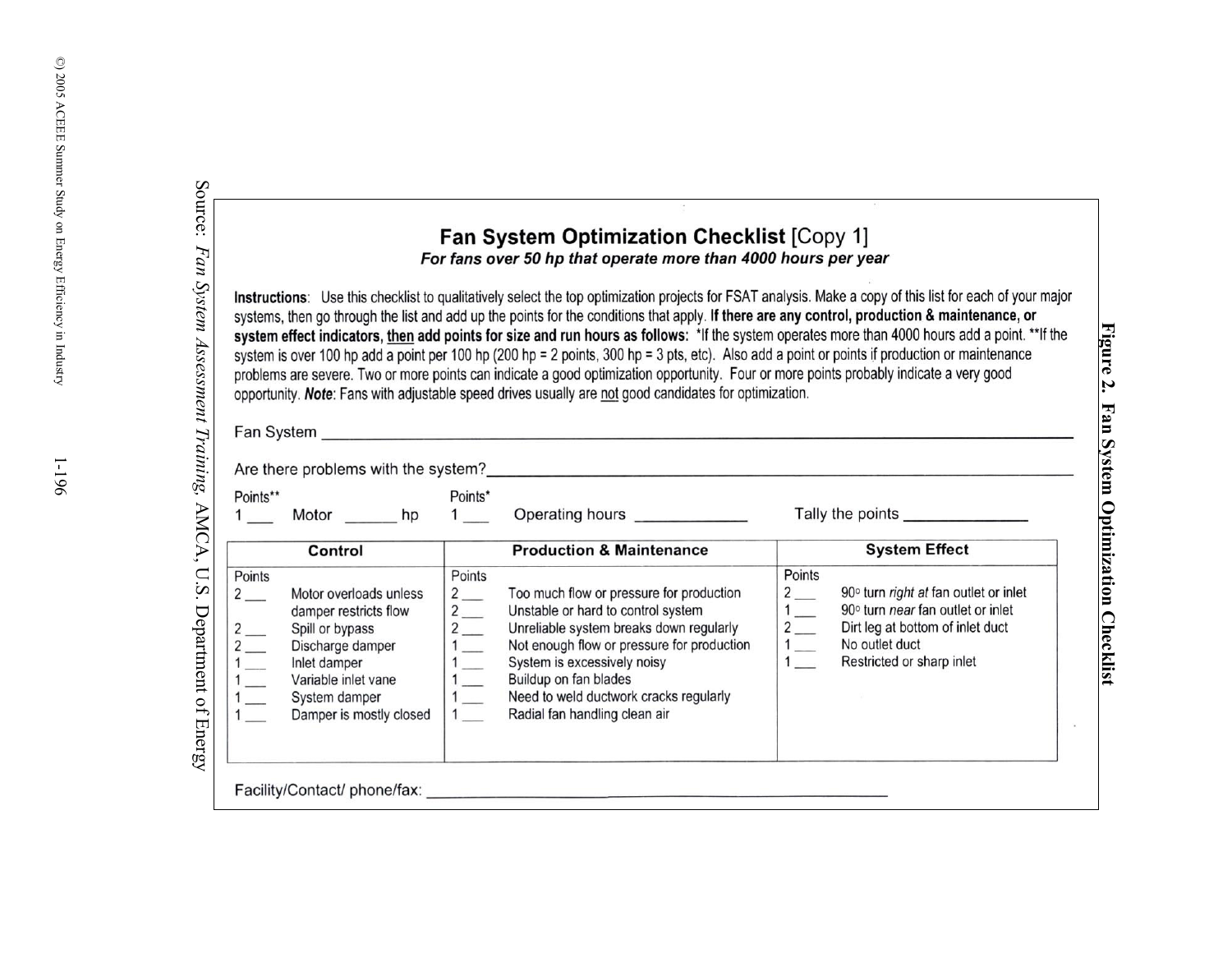**Figure 2. Fan System Optimization Checklist**

## Fan System Optimization Checklist [Copy 1]

***For fans over 50 hp that operate more than 4000 hours per year***

**Instructions**: Use this checklist to qualitatively select the top optimization projects for FSAT analysis. Make a copy of this list for each of your major systems, then go through the list and add up the points for the conditions that apply. **If there are any control, production & maintenance, or system effect indicators, then add points for size and run hours as follows:** *If the system operates more than 4000 hours add a point. **If the system is over 100 hp add a point per 100 hp (200 hp = 2 points, 300 hp = 3 pts, etc). Also add a point or points if production or maintenance problems are severe. Two or more points can indicate a good optimization opportunity. Four or more points probably indicate a very good opportunity. ***Note***: Fans with adjustable speed drives usually are not good candidates for optimization.

Fan System ______________________________

Are there problems with the system? ______________________________

Points** 1 ___ Motor ______ hp

Points* 1 ___ Operating hours ____________

Tally the points ______________

| Control | | Production & Maintenance | | System Effect | |
|---|---|---|---|---|---|
| Points | | Points | | Points | |
| 2 ___ | Motor overloads unless damper restricts flow | 2 ___ | Too much flow or pressure for production | 2 ___ | 90° turn *right at* fan outlet or inlet |
| 2 ___ | Spill or bypass | 2 ___ | Unstable or hard to control system | 1 ___ | 90° turn *near* fan outlet or inlet |
| 2 ___ | Discharge damper | 2 ___ | Unreliable system breaks down regularly | 2 ___ | Dirt leg at bottom of inlet duct |
| 1 ___ | Inlet damper | 1 ___ | Not enough flow or pressure for production | 1 ___ | No outlet duct |
| 1 ___ | Variable inlet vane | 1 ___ | System is excessively noisy | 1 ___ | Restricted or sharp inlet |
| 1 ___ | System damper | 1 ___ | Buildup on fan blades | | |
| 1 ___ | Damper is mostly closed | 1 ___ | Need to weld ductwork cracks regularly | | |
| | | 1 ___ | Radial fan handling clean air | | |

Facility/Contact/ phone/fax: ______________________________

Source: *Fan System Assessment Training*. AMCA, U.S. Department of Energy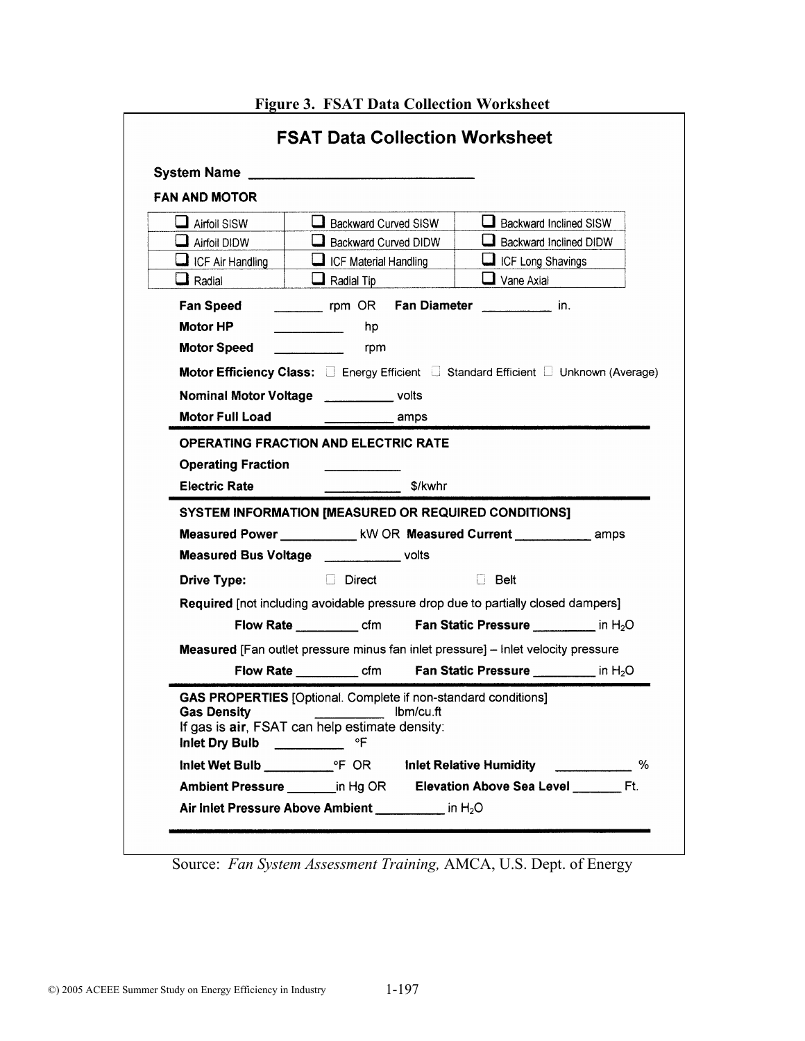**Figure 3. FSAT Data Collection Worksheet**

## FSAT Data Collection Worksheet

**System Name** ______________________________

**FAN AND MOTOR**

| | | |
|---|---|---|
| ☐ Airfoil SISW | ☐ Backward Curved SISW | ☐ Backward Inclined SISW |
| ☐ Airfoil DIDW | ☐ Backward Curved DIDW | ☐ Backward Inclined DIDW |
| ☐ ICF Air Handling | ☐ ICF Material Handling | ☐ ICF Long Shavings |
| ☐ Radial | ☐ Radial Tip | ☐ Vane Axial |

**Fan Speed** _______ rpm OR **Fan Diameter** _________ in.

**Motor HP** _________ hp

**Motor Speed** _________ rpm

**Motor Efficiency Class:** ☐ Energy Efficient ☐ Standard Efficient ☐ Unknown (Average)

**Nominal Motor Voltage** _________ volts

**Motor Full Load** _________ amps

**OPERATING FRACTION AND ELECTRIC RATE**

**Operating Fraction** __________

**Electric Rate** __________ $/kwhr

**SYSTEM INFORMATION [MEASURED OR REQUIRED CONDITIONS]**

**Measured Power** __________ kW OR **Measured Current** __________ amps

**Measured Bus Voltage** __________ volts

**Drive Type:** ☐ Direct ☐ Belt

**Required** [not including avoidable pressure drop due to partially closed dampers]

**Flow Rate** ________ cfm **Fan Static Pressure** ________ in $H_2O$

**Measured** [Fan outlet pressure minus fan inlet pressure] – Inlet velocity pressure

**Flow Rate** ________ cfm **Fan Static Pressure** ________ in $H_2O$

**GAS PROPERTIES** [Optional. Complete if non-standard conditions]

**Gas Density** _________ lbm/cu.ft

If gas is **air**, FSAT can help estimate density:

**Inlet Dry Bulb** _________ °F

**Inlet Wet Bulb** _________°F OR **Inlet Relative Humidity** __________ %

**Ambient Pressure** _______in Hg OR **Elevation Above Sea Level** _______ Ft.

**Air Inlet Pressure Above Ambient** _________ in $H_2O$

Source: *Fan System Assessment Training,* AMCA, U.S. Dept. of Energy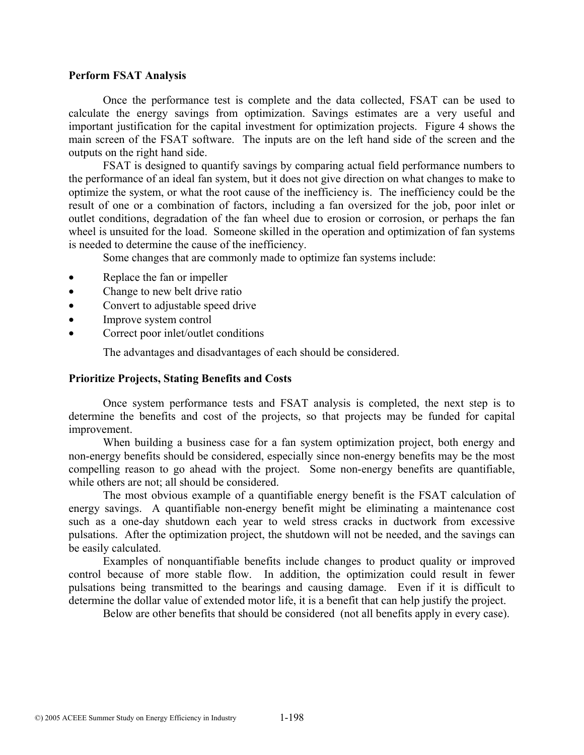### Perform FSAT Analysis

Once the performance test is complete and the data collected, FSAT can be used to calculate the energy savings from optimization. Savings estimates are a very useful and important justification for the capital investment for optimization projects. Figure 4 shows the main screen of the FSAT software. The inputs are on the left hand side of the screen and the outputs on the right hand side.

FSAT is designed to quantify savings by comparing actual field performance numbers to the performance of an ideal fan system, but it does not give direction on what changes to make to optimize the system, or what the root cause of the inefficiency is. The inefficiency could be the result of one or a combination of factors, including a fan oversized for the job, poor inlet or outlet conditions, degradation of the fan wheel due to erosion or corrosion, or perhaps the fan wheel is unsuited for the load. Someone skilled in the operation and optimization of fan systems is needed to determine the cause of the inefficiency.

Some changes that are commonly made to optimize fan systems include:

- Replace the fan or impeller
- Change to new belt drive ratio
- Convert to adjustable speed drive
- Improve system control
- Correct poor inlet/outlet conditions

The advantages and disadvantages of each should be considered.

### Prioritize Projects, Stating Benefits and Costs

Once system performance tests and FSAT analysis is completed, the next step is to determine the benefits and cost of the projects, so that projects may be funded for capital improvement.

When building a business case for a fan system optimization project, both energy and non-energy benefits should be considered, especially since non-energy benefits may be the most compelling reason to go ahead with the project. Some non-energy benefits are quantifiable, while others are not; all should be considered.

The most obvious example of a quantifiable energy benefit is the FSAT calculation of energy savings. A quantifiable non-energy benefit might be eliminating a maintenance cost such as a one-day shutdown each year to weld stress cracks in ductwork from excessive pulsations. After the optimization project, the shutdown will not be needed, and the savings can be easily calculated.

Examples of nonquantifiable benefits include changes to product quality or improved control because of more stable flow. In addition, the optimization could result in fewer pulsations being transmitted to the bearings and causing damage. Even if it is difficult to determine the dollar value of extended motor life, it is a benefit that can help justify the project.

Below are other benefits that should be considered (not all benefits apply in every case).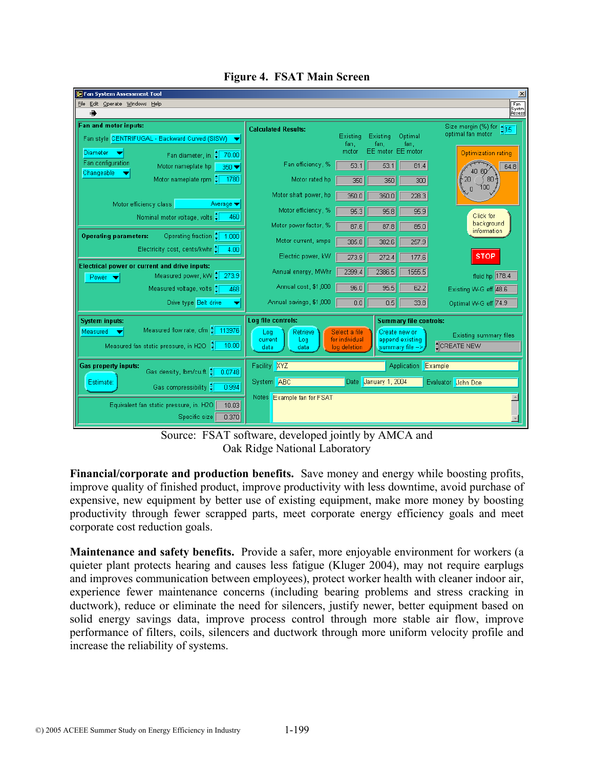**Figure 4. FSAT Main Screen**

Source: FSAT software, developed jointly by AMCA and Oak Ridge National Laboratory

**Financial/corporate and production benefits.** Save money and energy while boosting profits, improve quality of finished product, improve productivity with less downtime, avoid purchase of expensive, new equipment by better use of existing equipment, make more money by boosting productivity through fewer scrapped parts, meet corporate energy efficiency goals and meet corporate cost reduction goals.

**Maintenance and safety benefits.** Provide a safer, more enjoyable environment for workers (a quieter plant protects hearing and causes less fatigue (Kluger 2004), may not require earplugs and improves communication between employees), protect worker health with cleaner indoor air, experience fewer maintenance concerns (including bearing problems and stress cracking in ductwork), reduce or eliminate the need for silencers, justify newer, better equipment based on solid energy savings data, improve process control through more stable air flow, improve performance of filters, coils, silencers and ductwork through more uniform velocity profile and increase the reliability of systems.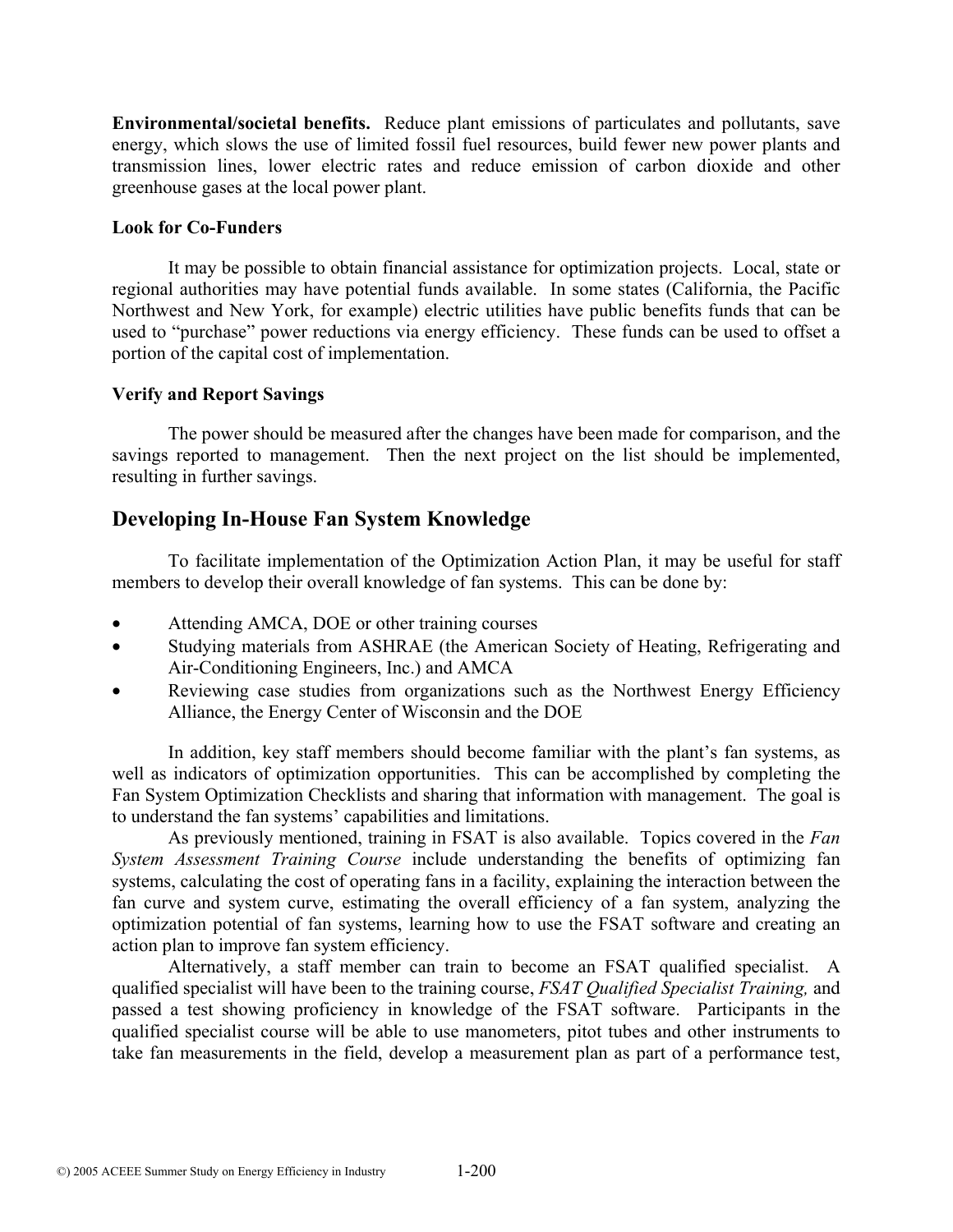**Environmental/societal benefits.** Reduce plant emissions of particulates and pollutants, save energy, which slows the use of limited fossil fuel resources, build fewer new power plants and transmission lines, lower electric rates and reduce emission of carbon dioxide and other greenhouse gases at the local power plant.

### Look for Co-Funders

It may be possible to obtain financial assistance for optimization projects. Local, state or regional authorities may have potential funds available. In some states (California, the Pacific Northwest and New York, for example) electric utilities have public benefits funds that can be used to "purchase" power reductions via energy efficiency. These funds can be used to offset a portion of the capital cost of implementation.

### Verify and Report Savings

The power should be measured after the changes have been made for comparison, and the savings reported to management. Then the next project on the list should be implemented, resulting in further savings.

## Developing In-House Fan System Knowledge

To facilitate implementation of the Optimization Action Plan, it may be useful for staff members to develop their overall knowledge of fan systems. This can be done by:

- Attending AMCA, DOE or other training courses
- Studying materials from ASHRAE (the American Society of Heating, Refrigerating and Air-Conditioning Engineers, Inc.) and AMCA
- Reviewing case studies from organizations such as the Northwest Energy Efficiency Alliance, the Energy Center of Wisconsin and the DOE

In addition, key staff members should become familiar with the plant's fan systems, as well as indicators of optimization opportunities. This can be accomplished by completing the Fan System Optimization Checklists and sharing that information with management. The goal is to understand the fan systems' capabilities and limitations.

As previously mentioned, training in FSAT is also available. Topics covered in the *Fan System Assessment Training Course* include understanding the benefits of optimizing fan systems, calculating the cost of operating fans in a facility, explaining the interaction between the fan curve and system curve, estimating the overall efficiency of a fan system, analyzing the optimization potential of fan systems, learning how to use the FSAT software and creating an action plan to improve fan system efficiency.

Alternatively, a staff member can train to become an FSAT qualified specialist. A qualified specialist will have been to the training course, *FSAT Qualified Specialist Training,* and passed a test showing proficiency in knowledge of the FSAT software. Participants in the qualified specialist course will be able to use manometers, pitot tubes and other instruments to take fan measurements in the field, develop a measurement plan as part of a performance test,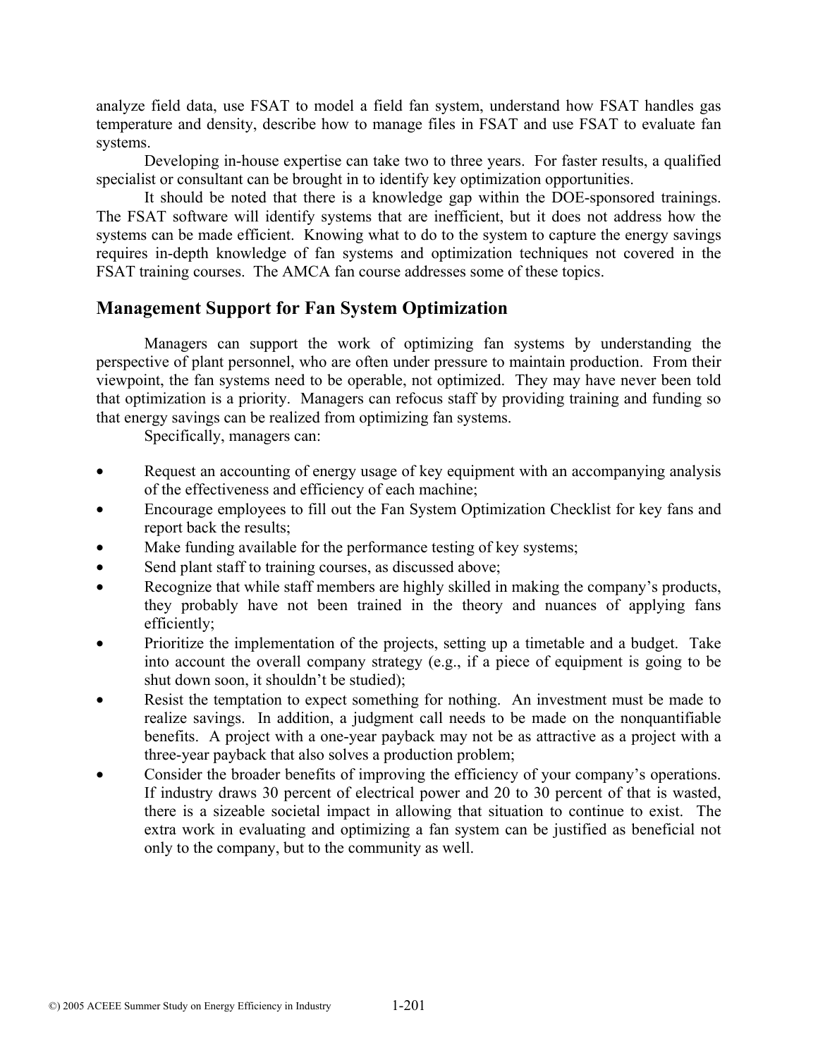analyze field data, use FSAT to model a field fan system, understand how FSAT handles gas temperature and density, describe how to manage files in FSAT and use FSAT to evaluate fan systems.

Developing in-house expertise can take two to three years. For faster results, a qualified specialist or consultant can be brought in to identify key optimization opportunities.

It should be noted that there is a knowledge gap within the DOE-sponsored trainings. The FSAT software will identify systems that are inefficient, but it does not address how the systems can be made efficient. Knowing what to do to the system to capture the energy savings requires in-depth knowledge of fan systems and optimization techniques not covered in the FSAT training courses. The AMCA fan course addresses some of these topics.

## Management Support for Fan System Optimization

Managers can support the work of optimizing fan systems by understanding the perspective of plant personnel, who are often under pressure to maintain production. From their viewpoint, the fan systems need to be operable, not optimized. They may have never been told that optimization is a priority. Managers can refocus staff by providing training and funding so that energy savings can be realized from optimizing fan systems.

Specifically, managers can:

- Request an accounting of energy usage of key equipment with an accompanying analysis of the effectiveness and efficiency of each machine;
- Encourage employees to fill out the Fan System Optimization Checklist for key fans and report back the results;
- Make funding available for the performance testing of key systems;
- Send plant staff to training courses, as discussed above;
- Recognize that while staff members are highly skilled in making the company's products, they probably have not been trained in the theory and nuances of applying fans efficiently;
- Prioritize the implementation of the projects, setting up a timetable and a budget. Take into account the overall company strategy (e.g., if a piece of equipment is going to be shut down soon, it shouldn't be studied);
- Resist the temptation to expect something for nothing. An investment must be made to realize savings. In addition, a judgment call needs to be made on the nonquantifiable benefits. A project with a one-year payback may not be as attractive as a project with a three-year payback that also solves a production problem;
- Consider the broader benefits of improving the efficiency of your company's operations. If industry draws 30 percent of electrical power and 20 to 30 percent of that is wasted, there is a sizeable societal impact in allowing that situation to continue to exist. The extra work in evaluating and optimizing a fan system can be justified as beneficial not only to the company, but to the community as well.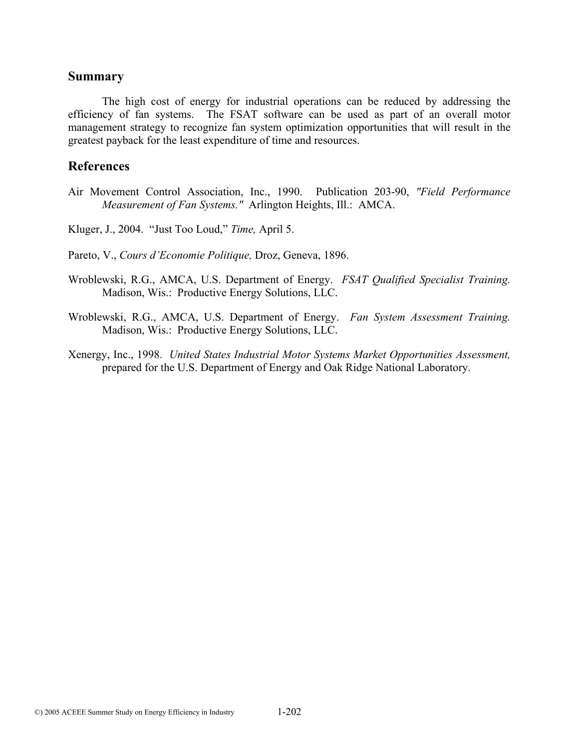## Summary

The high cost of energy for industrial operations can be reduced by addressing the efficiency of fan systems. The FSAT software can be used as part of an overall motor management strategy to recognize fan system optimization opportunities that will result in the greatest payback for the least expenditure of time and resources.

## References

Air Movement Control Association, Inc., 1990. Publication 203-90, *"Field Performance Measurement of Fan Systems."* Arlington Heights, Ill.: AMCA.

Kluger, J., 2004. "Just Too Loud," *Time,* April 5.

Pareto, V., *Cours d'Economie Politique,* Droz, Geneva, 1896.

Wroblewski, R.G., AMCA, U.S. Department of Energy. *FSAT Qualified Specialist Training.* Madison, Wis.: Productive Energy Solutions, LLC.

Wroblewski, R.G., AMCA, U.S. Department of Energy. *Fan System Assessment Training.* Madison, Wis.: Productive Energy Solutions, LLC.

Xenergy, Inc., 1998. *United States Industrial Motor Systems Market Opportunities Assessment,* prepared for the U.S. Department of Energy and Oak Ridge National Laboratory.